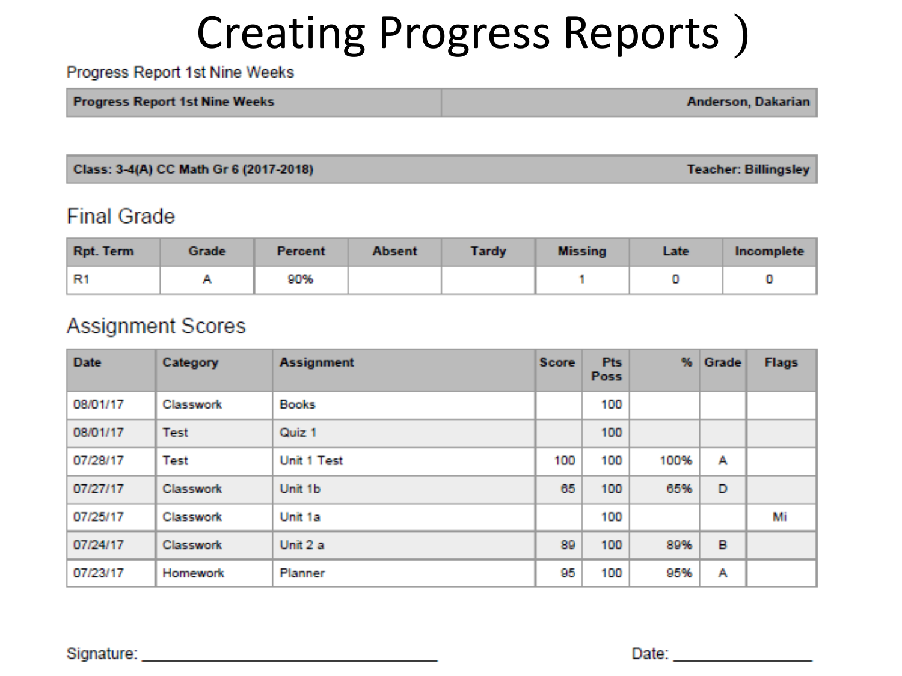# Creating Progress Reports )

Progress Report 1st Nine Weeks

| **Progress Report 1st Nine Weeks** | **Anderson, Dakarian** |
|---|---|

| **Class: 3-4(A) CC Math Gr 6 (2017-2018)** | **Teacher: Billingsley** |
|---|---|

## Final Grade

| Rpt. Term | Grade | Percent | Absent | Tardy | Missing | Late | Incomplete |
|---|---|---|---|---|---|---|---|
| R1 | A | 90% | | | 1 | 0 | 0 |

## Assignment Scores

| Date | Category | Assignment | Score | Pts Poss | % | Grade | Flags |
|---|---|---|---|---|---|---|---|
| 08/01/17 | Classwork | Books | | 100 | | | |
| 08/01/17 | Test | Quiz 1 | | 100 | | | |
| 07/28/17 | Test | Unit 1 Test | 100 | 100 | 100% | A | |
| 07/27/17 | Classwork | Unit 1b | 65 | 100 | 65% | D | |
| 07/25/17 | Classwork | Unit 1a | | 100 | | | Mi |
| 07/24/17 | Classwork | Unit 2 a | 89 | 100 | 89% | B | |
| 07/23/17 | Homework | Planner | 95 | 100 | 95% | A | |

Signature: ______________________________ Date: ______________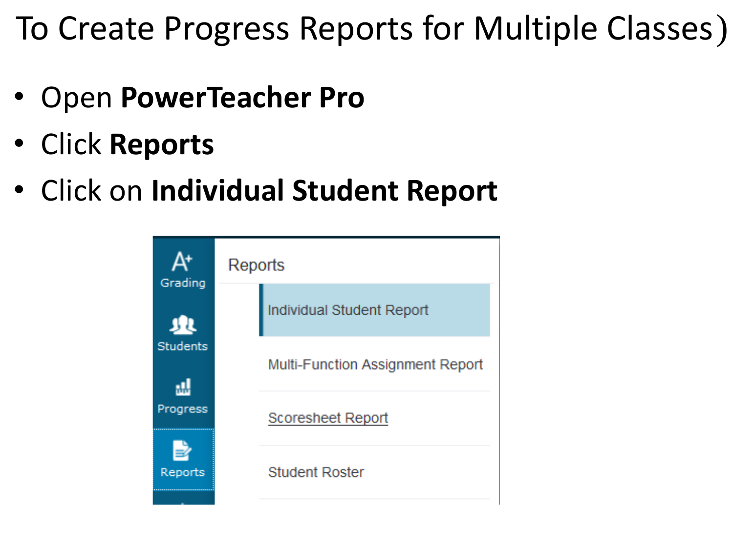# To Create Progress Reports for Multiple Classes)

- Open **PowerTeacher Pro**
- Click **Reports**
- Click on **Individual Student Report**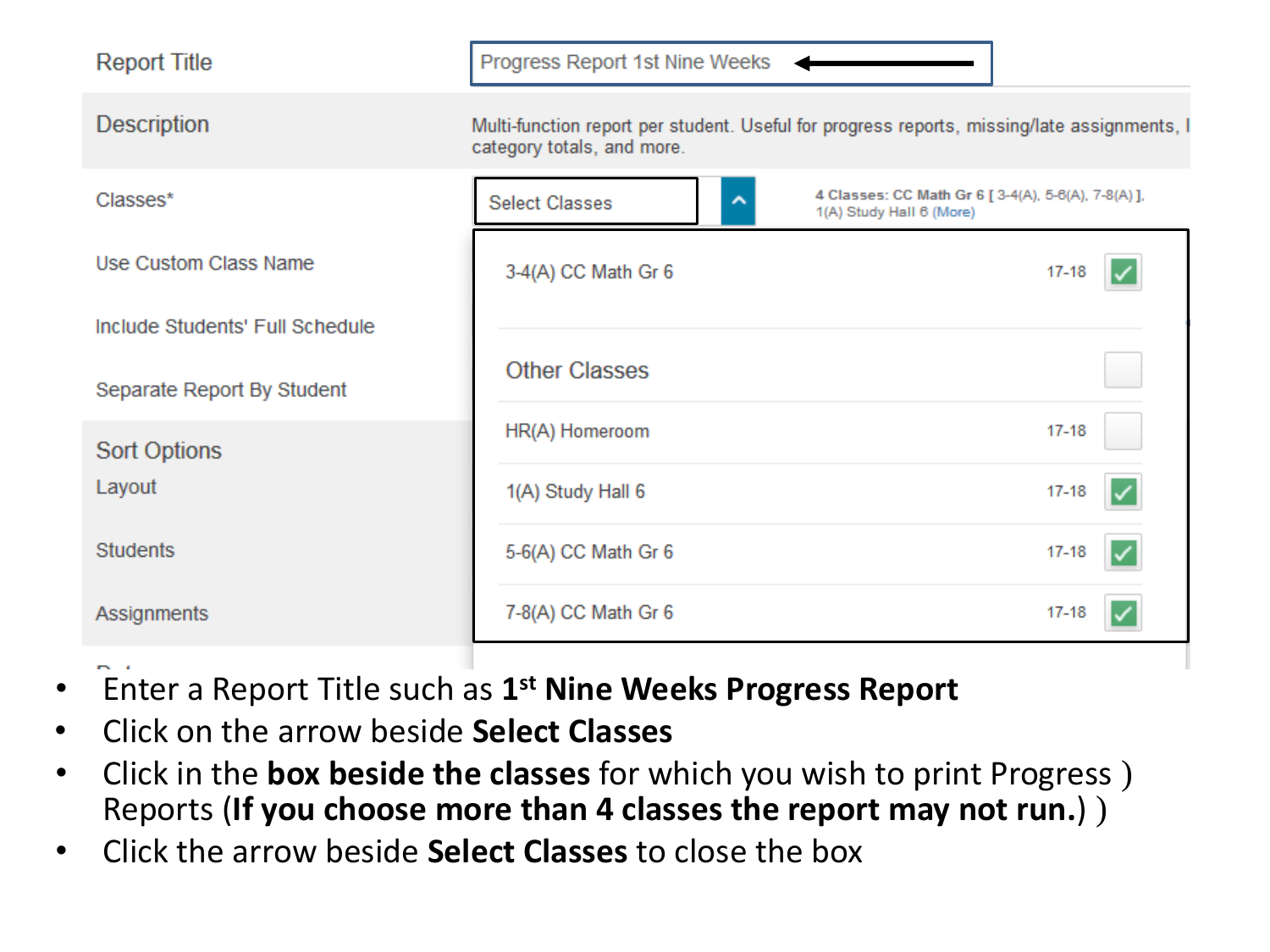| | |
|---|---|
| Report Title | Progress Report 1st Nine Weeks |
| Description | Multi-function report per student. Useful for progress reports, missing/late assignments, category totals, and more. |
| Classes* | Select Classes — 4 Classes: CC Math Gr 6 [ 3-4(A), 5-6(A), 7-8(A) ], 1(A) Study Hall 6 (More) |
| Use Custom Class Name | |
| Include Students' Full Schedule | |
| Separate Report By Student | |
| Sort Options | |
| Layout | |
| Students | |
| Assignments | |

| Class | Year | Selected |
|---|---|---|
| 3-4(A) CC Math Gr 6 | 17-18 | ✓ |
| **Other Classes** | | |
| HR(A) Homeroom | 17-18 | |
| 1(A) Study Hall 6 | 17-18 | ✓ |
| 5-6(A) CC Math Gr 6 | 17-18 | ✓ |
| 7-8(A) CC Math Gr 6 | 17-18 | ✓ |

- Enter a Report Title such as **1st Nine Weeks Progress Report**
- Click on the arrow beside **Select Classes**
- Click in the **box beside the classes** for which you wish to print Progress ) Reports (**If you choose more than 4 classes the report may not run.**) )
- Click the arrow beside **Select Classes** to close the box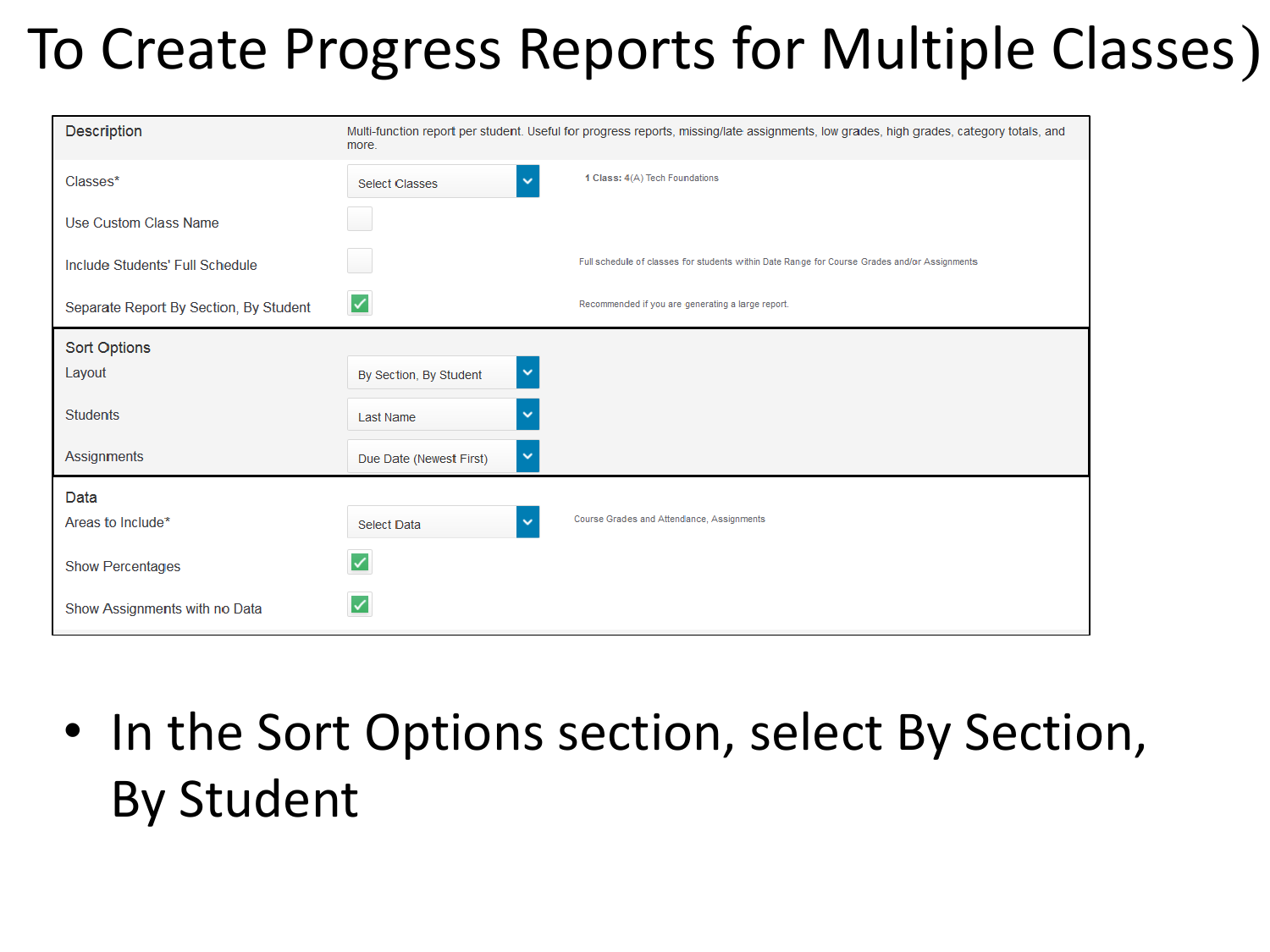# To Create Progress Reports for Multiple Classes)

| Description | Multi-function report per student. Useful for progress reports, missing/late assignments, low grades, high grades, category totals, and more. | |
|---|---|---|
| Classes* | Select Classes | 1 Class: 4(A) Tech Foundations |
| Use Custom Class Name | ☐ | |
| Include Students' Full Schedule | ☐ | Full schedule of classes for students within Date Range for Course Grades and/or Assignments |
| Separate Report By Section, By Student | ☑ | Recommended if you are generating a large report. |
| **Sort Options** | | |
| Layout | By Section, By Student | |
| Students | Last Name | |
| Assignments | Due Date (Newest First) | |
| **Data** | | |
| Areas to Include* | Select Data | Course Grades and Attendance, Assignments |
| Show Percentages | ☑ | |
| Show Assignments with no Data | ☑ | |

- In the Sort Options section, select By Section, By Student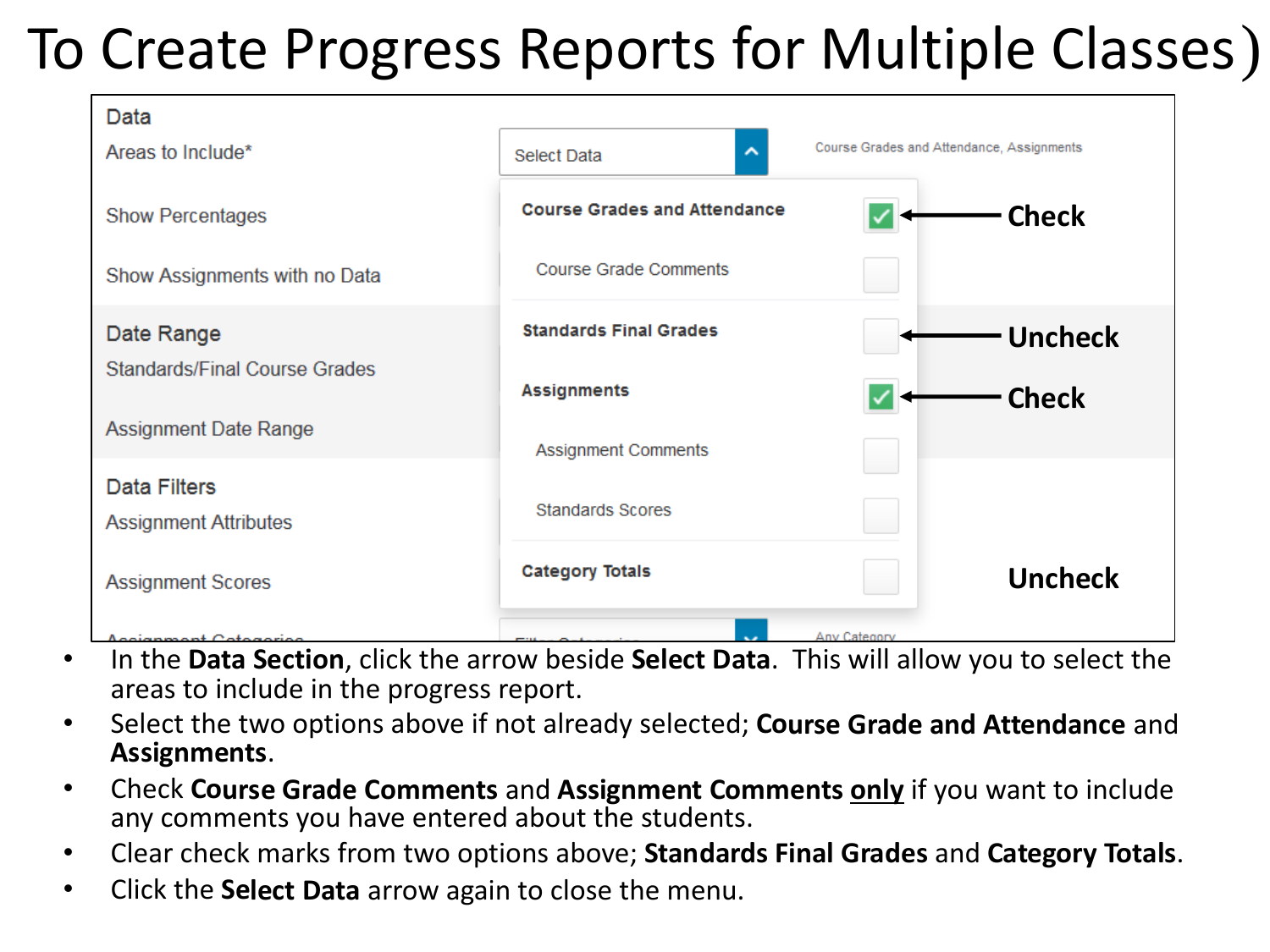# To Create Progress Reports for Multiple Classes)

Data

Areas to Include*

Select Data

Course Grades and Attendance, Assignments

Show Percentages

Show Assignments with no Data

Date Range

Standards/Final Course Grades

Assignment Date Range

Data Filters

Assignment Attributes

Assignment Scores

- **Course Grades and Attendance** ☑ — **Check**
- Course Grade Comments ☐
- **Standards Final Grades** ☐ — **Uncheck**
- **Assignments** ☑ — **Check**
- Assignment Comments ☐
- Standards Scores ☐
- **Category Totals** ☐ — **Uncheck**

- In the **Data Section**, click the arrow beside **Select Data**. This will allow you to select the areas to include in the progress report.
- Select the two options above if not already selected; **Course Grade and Attendance** and **Assignments**.
- Check **Course Grade Comments** and **Assignment Comments** <u>**only**</u> if you want to include any comments you have entered about the students.
- Clear check marks from two options above; **Standards Final Grades** and **Category Totals**.
- Click the **Select Data** arrow again to close the menu.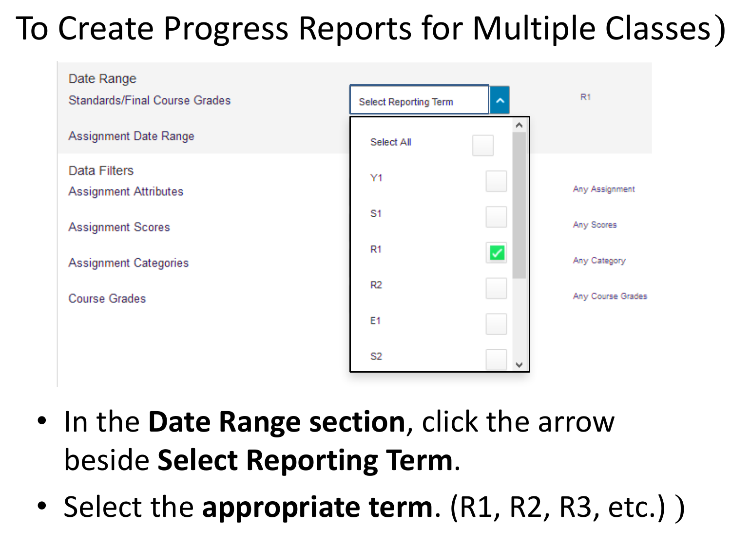# To Create Progress Reports for Multiple Classes)

Date Range

Standards/Final Course Grades — Select Reporting Term — R1

Assignment Date Range

Select All
Y1
S1
R1 ✓
R2
E1
S2

Data Filters

Assignment Attributes — Any Assignment

Assignment Scores — Any Scores

Assignment Categories — Any Category

Course Grades — Any Course Grades

- In the **Date Range section**, click the arrow beside **Select Reporting Term**.
- Select the **appropriate term**. (R1, R2, R3, etc.) )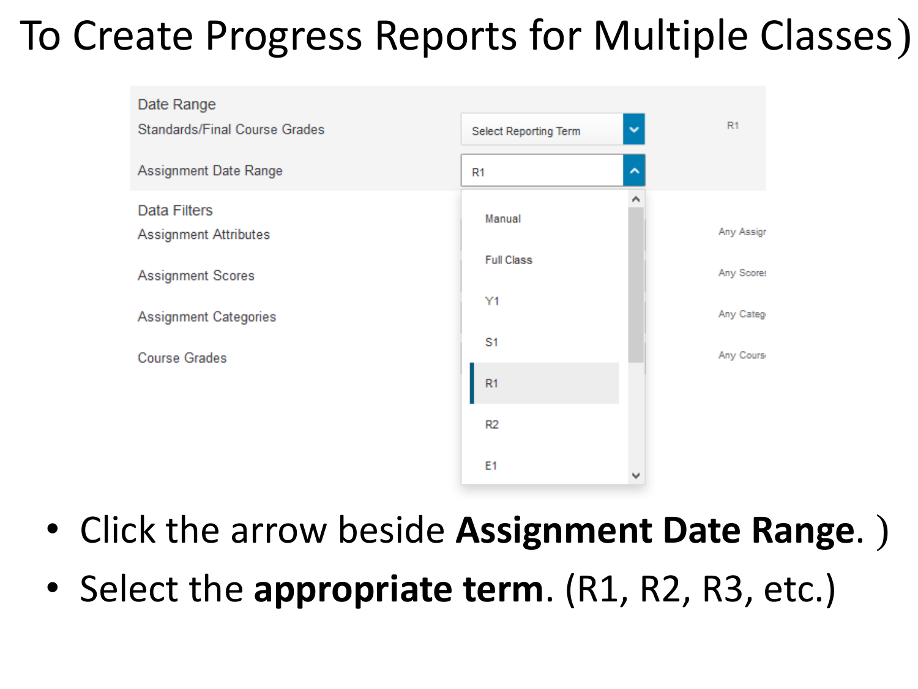# To Create Progress Reports for Multiple Classes)

Date Range

Standards/Final Course Grades — Select Reporting Term — R1

Assignment Date Range — R1

- Manual
- Full Class
- Y1
- S1
- R1
- R2
- E1

Data Filters

Assignment Attributes — Any Assigr

Assignment Scores — Any Scores

Assignment Categories — Any Categ

Course Grades — Any Cours

- Click the arrow beside **Assignment Date Range**. )
- Select the **appropriate term**. (R1, R2, R3, etc.)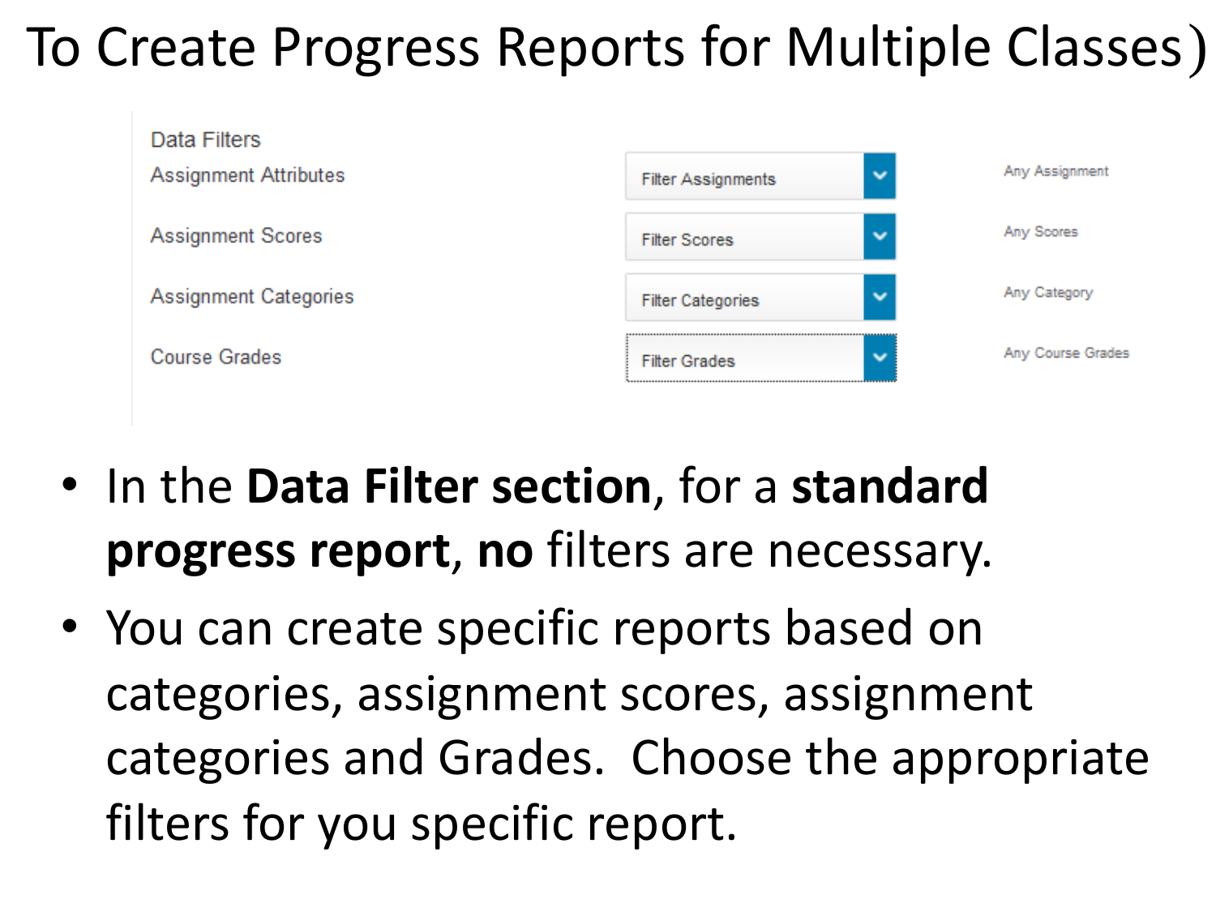# To Create Progress Reports for Multiple Classes)

Data Filters

| | | |
|---|---|---|
| Assignment Attributes | Filter Assignments | Any Assignment |
| Assignment Scores | Filter Scores | Any Scores |
| Assignment Categories | Filter Categories | Any Category |
| Course Grades | Filter Grades | Any Course Grades |

- In the **Data Filter section**, for a **standard progress report**, **no** filters are necessary.
- You can create specific reports based on categories, assignment scores, assignment categories and Grades. Choose the appropriate filters for you specific report.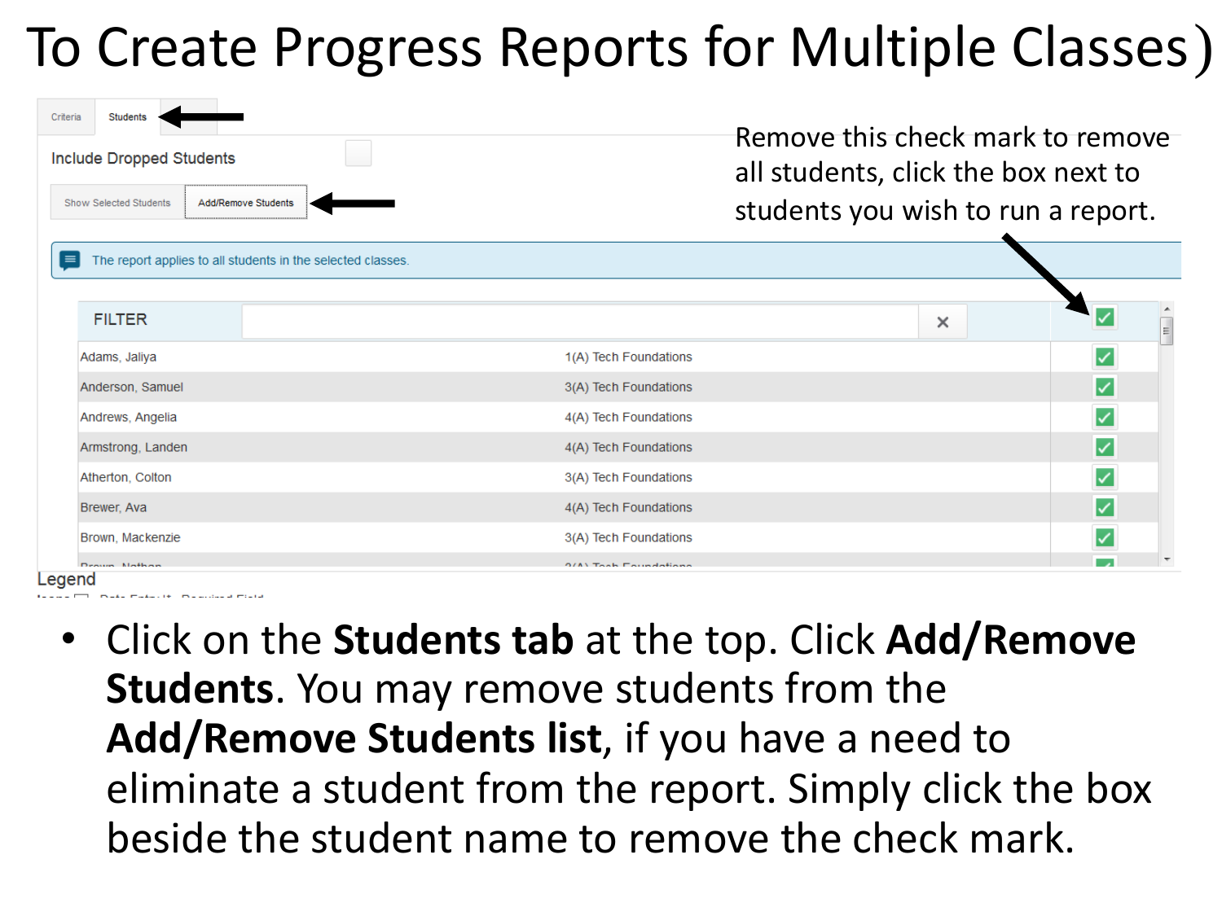# To Create Progress Reports for Multiple Classes)

Criteria | Students

Include Dropped Students

Show Selected Students | Add/Remove Students

Remove this check mark to remove all students, click the box next to students you wish to run a report.

The report applies to all students in the selected classes.

| FILTER | | ✓ |
|---|---|---|
| Adams, Jaliya | 1(A) Tech Foundations | ✓ |
| Anderson, Samuel | 3(A) Tech Foundations | ✓ |
| Andrews, Angelia | 4(A) Tech Foundations | ✓ |
| Armstrong, Landen | 4(A) Tech Foundations | ✓ |
| Atherton, Colton | 3(A) Tech Foundations | ✓ |
| Brewer, Ava | 4(A) Tech Foundations | ✓ |
| Brown, Mackenzie | 3(A) Tech Foundations | ✓ |

Legend

- Click on the **Students tab** at the top. Click **Add/Remove Students**. You may remove students from the **Add/Remove Students list**, if you have a need to eliminate a student from the report. Simply click the box beside the student name to remove the check mark.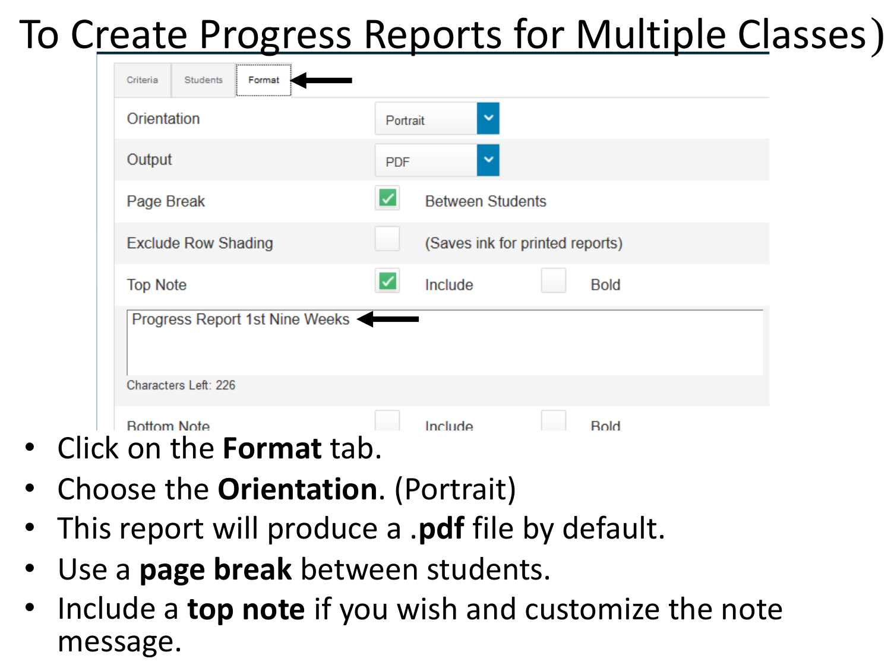# To Create Progress Reports for Multiple Classes)

| Criteria | Students | Format |
|---|---|---|

| | | | |
|---|---|---|---|
| Orientation | Portrait | | |
| Output | PDF | | |
| Page Break | ☑ | Between Students | |
| Exclude Row Shading | ☐ | (Saves ink for printed reports) | |
| Top Note | ☑ | Include | ☐ Bold |

Progress Report 1st Nine Weeks

Characters Left: 226

| | | | |
|---|---|---|---|
| Bottom Note | ☐ | Include | ☐ Bold |

- Click on the **Format** tab.
- Choose the **Orientation**. (Portrait)
- This report will produce a **.pdf** file by default.
- Use a **page break** between students.
- Include a **top note** if you wish and customize the note message.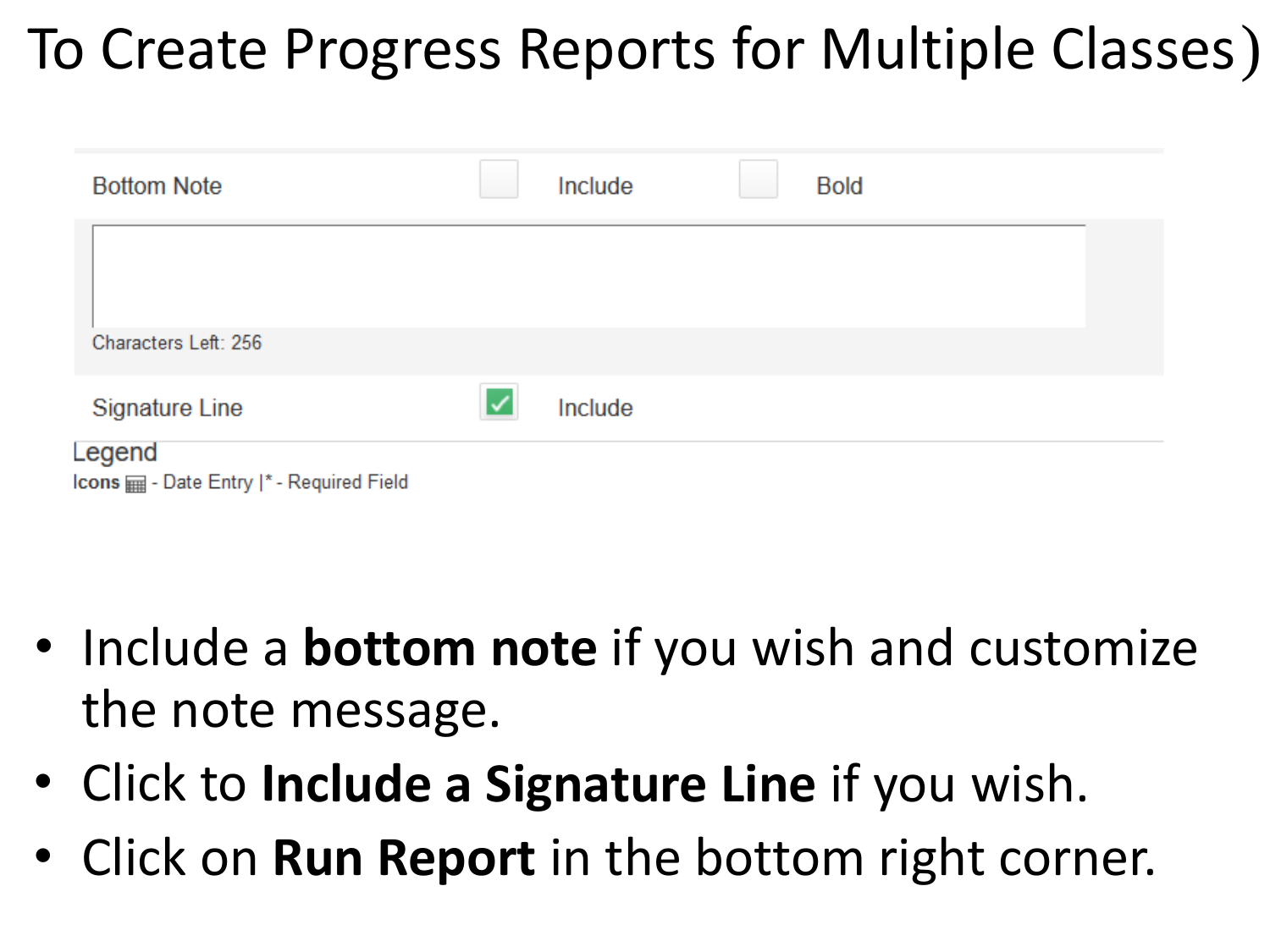# To Create Progress Reports for Multiple Classes)

| Bottom Note | ☐ Include | ☐ Bold |
|---|---|---|

Characters Left: 256

| Signature Line | ☑ Include |
|---|---|

Legend

**Icons** ▦ - Date Entry |* - Required Field

- Include a **bottom note** if you wish and customize the note message.
- Click to **Include a Signature Line** if you wish.
- Click on **Run Report** in the bottom right corner.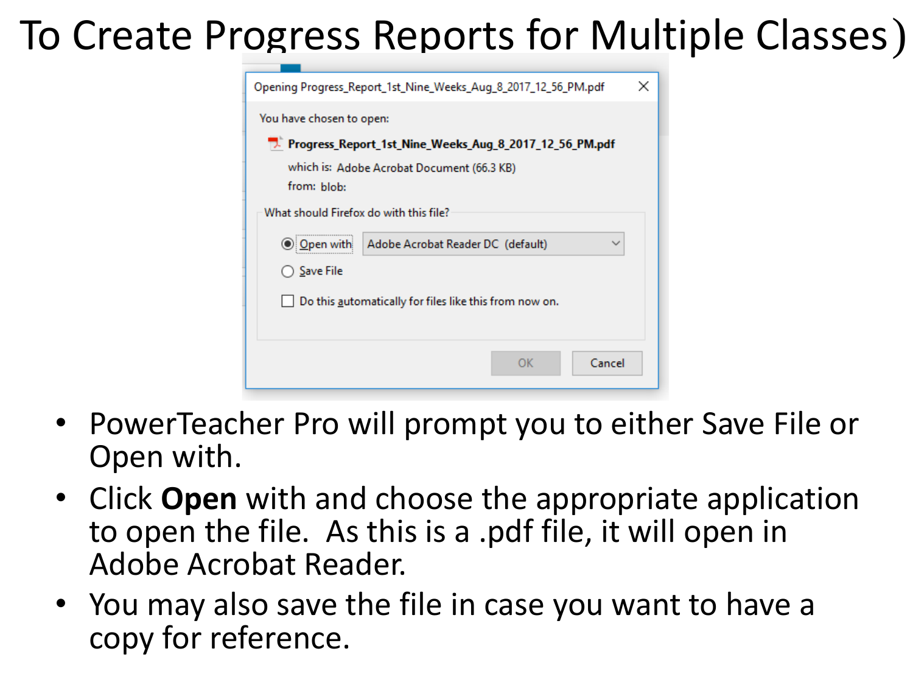# To Create Progress Reports for Multiple Classes)

- PowerTeacher Pro will prompt you to either Save File or Open with.
- Click **Open** with and choose the appropriate application to open the file. As this is a .pdf file, it will open in Adobe Acrobat Reader.
- You may also save the file in case you want to have a copy for reference.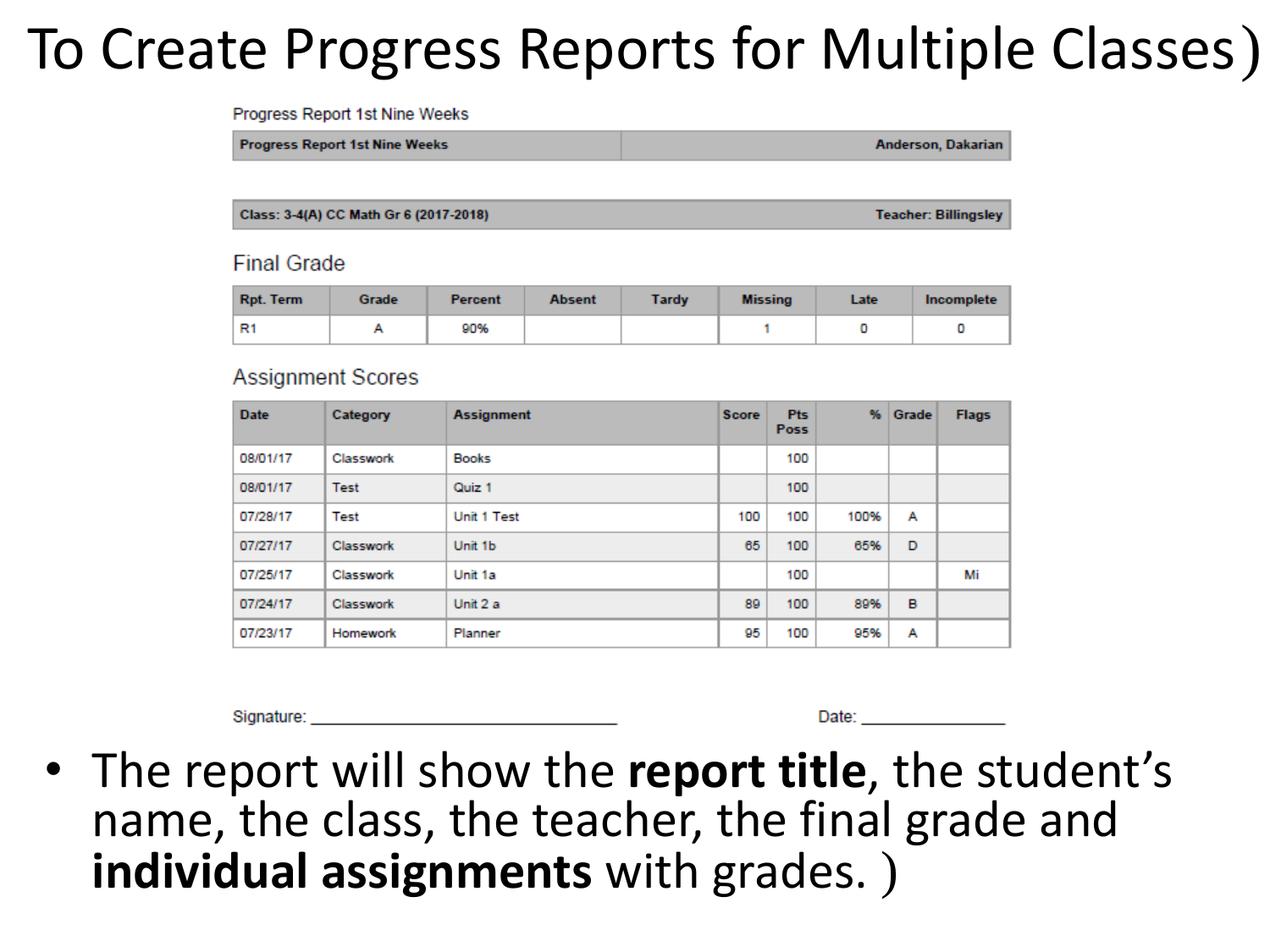# To Create Progress Reports for Multiple Classes)

Progress Report 1st Nine Weeks

| Progress Report 1st Nine Weeks | Anderson, Dakarian |
|---|---|

| Class: 3-4(A) CC Math Gr 6 (2017-2018) | Teacher: Billingsley |
|---|---|

## Final Grade

| Rpt. Term | Grade | Percent | Absent | Tardy | Missing | Late | Incomplete |
|---|---|---|---|---|---|---|---|
| R1 | A | 90% | | | 1 | 0 | 0 |

## Assignment Scores

| Date | Category | Assignment | Score | Pts Poss | % | Grade | Flags |
|---|---|---|---|---|---|---|---|
| 08/01/17 | Classwork | Books | | 100 | | | |
| 08/01/17 | Test | Quiz 1 | | 100 | | | |
| 07/28/17 | Test | Unit 1 Test | 100 | 100 | 100% | A | |
| 07/27/17 | Classwork | Unit 1b | 65 | 100 | 65% | D | |
| 07/25/17 | Classwork | Unit 1a | | 100 | | | Mi |
| 07/24/17 | Classwork | Unit 2 a | 89 | 100 | 89% | B | |
| 07/23/17 | Homework | Planner | 95 | 100 | 95% | A | |

Signature: ______________________________ Date: ______________

- The report will show the **report title**, the student's name, the class, the teacher, the final grade and **individual assignments** with grades. )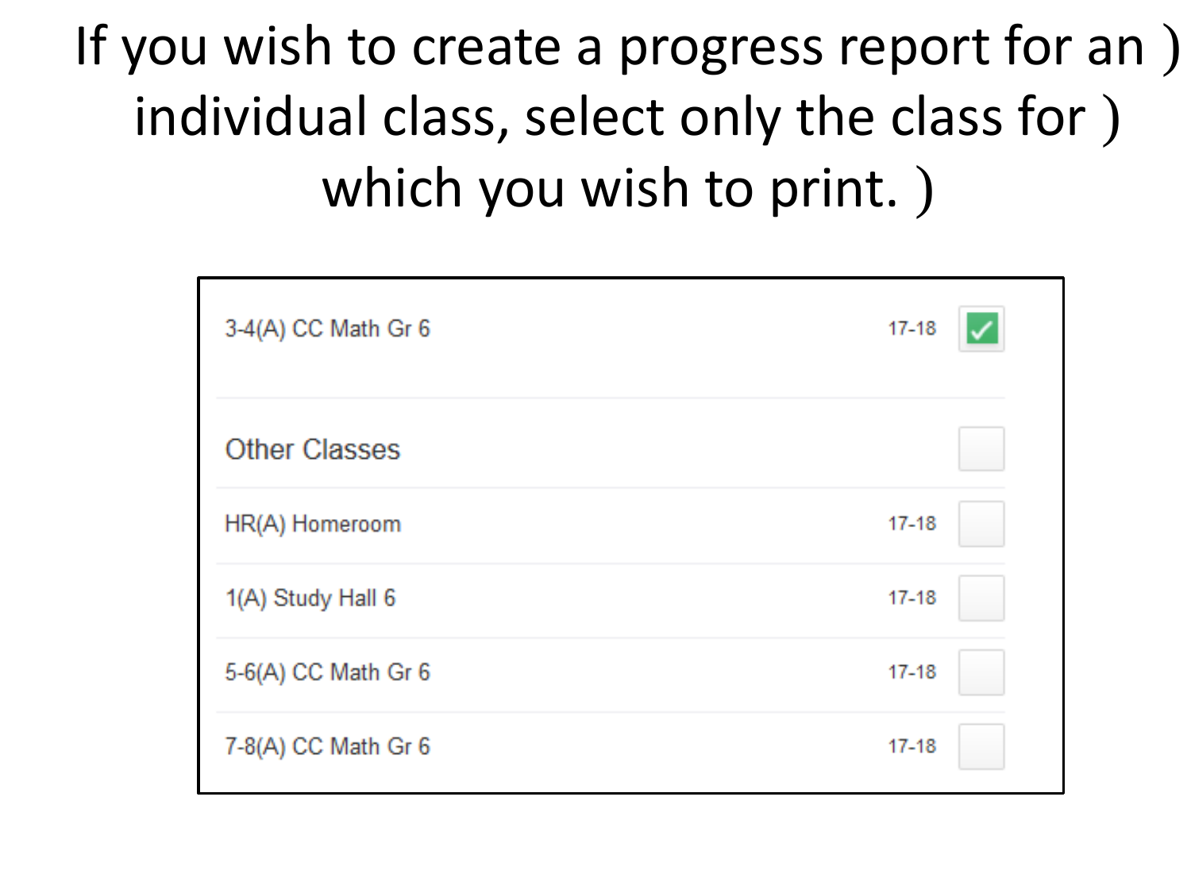If you wish to create a progress report for an individual class, select only the class for which you wish to print.

| Class | Year | Selected |
|---|---|---|
| 3-4(A) CC Math Gr 6 | 17-18 | ☑ |
| **Other Classes** | | ☐ |
| HR(A) Homeroom | 17-18 | ☐ |
| 1(A) Study Hall 6 | 17-18 | ☐ |
| 5-6(A) CC Math Gr 6 | 17-18 | ☐ |
| 7-8(A) CC Math Gr 6 | 17-18 | ☐ |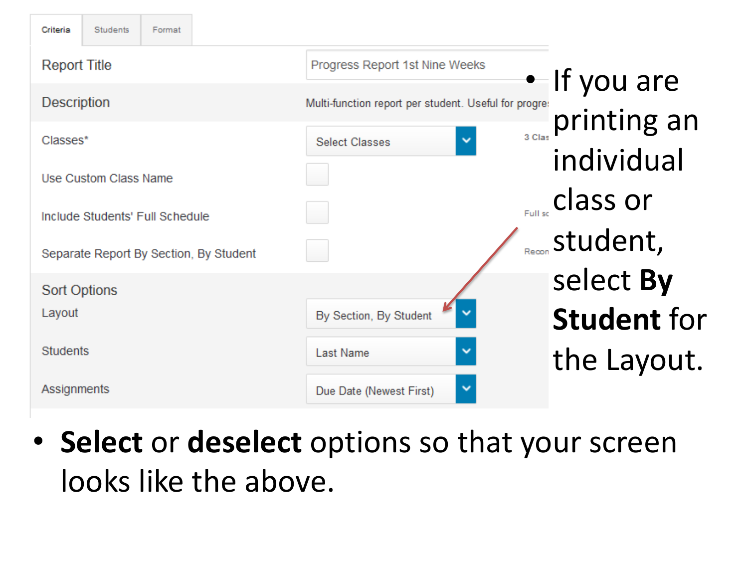| Criteria | Students | Format |
| --- | --- | --- |

| | | |
| --- | --- | --- |
| Report Title | Progress Report 1st Nine Weeks | |
| Description | Multi-function report per student. Useful for progre | |
| Classes* | Select Classes | 3 Clas |
| Use Custom Class Name | ☐ | |
| Include Students' Full Schedule | ☐ | Full sc |
| Separate Report By Section, By Student | ☐ | Recon |
| **Sort Options** | | |
| Layout | By Section, By Student | |
| Students | Last Name | |
| Assignments | Due Date (Newest First) | |

- If you are printing an individual class or student, select **By Student** for the Layout.

- **Select** or **deselect** options so that your screen looks like the above.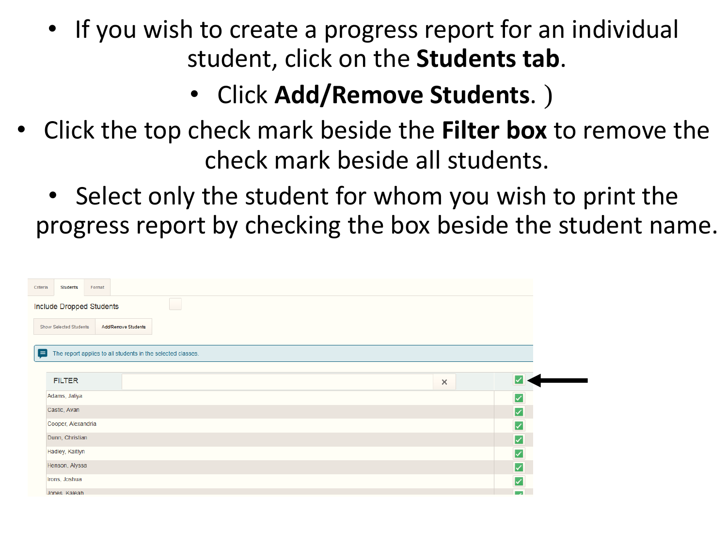- If you wish to create a progress report for an individual student, click on the **Students tab**.
  - Click **Add/Remove Students**. )
- Click the top check mark beside the **Filter box** to remove the check mark beside all students.
  - Select only the student for whom you wish to print the progress report by checking the box beside the student name.